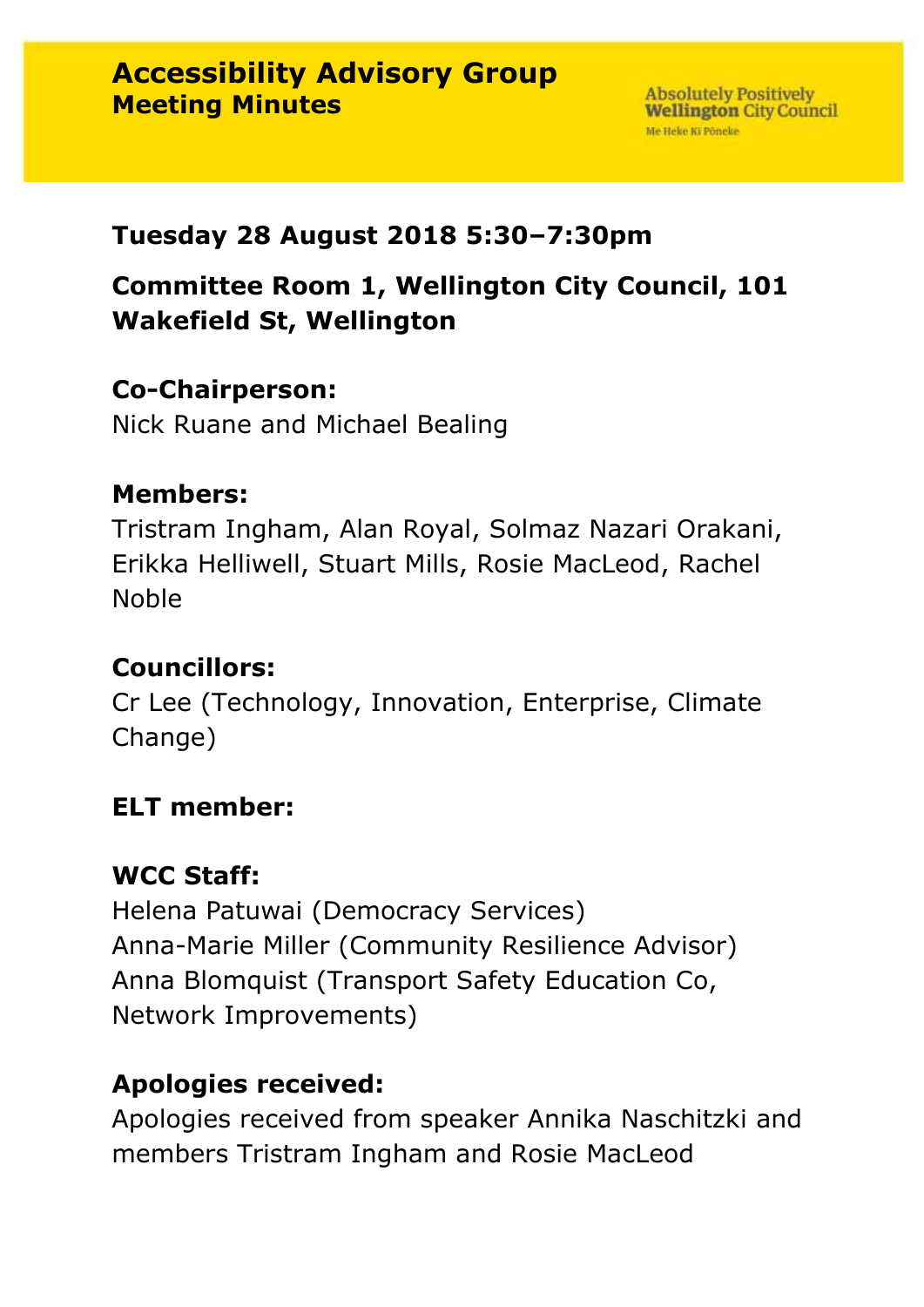# Accessibility Advisory Group
## Meeting Minutes

Absolutely Positively **Wellington** City Council
Me Heke Ki Pōneke

**Tuesday 28 August 2018 5:30–7:30pm**

**Committee Room 1, Wellington City Council, 101 Wakefield St, Wellington**

**Co-Chairperson:**
Nick Ruane and Michael Bealing

**Members:**
Tristram Ingham, Alan Royal, Solmaz Nazari Orakani, Erikka Helliwell, Stuart Mills, Rosie MacLeod, Rachel Noble

**Councillors:**
Cr Lee (Technology, Innovation, Enterprise, Climate Change)

**ELT member:**

**WCC Staff:**
Helena Patuwai (Democracy Services)
Anna-Marie Miller (Community Resilience Advisor)
Anna Blomquist (Transport Safety Education Co, Network Improvements)

**Apologies received:**
Apologies received from speaker Annika Naschitzki and members Tristram Ingham and Rosie MacLeod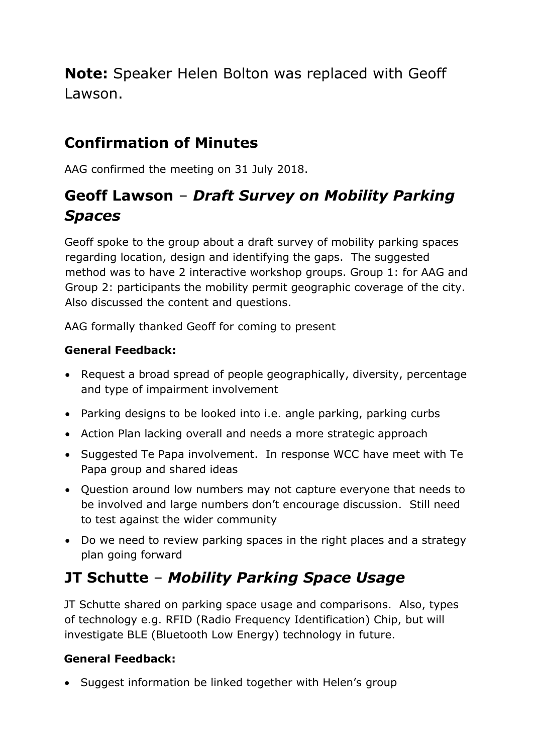**Note:** Speaker Helen Bolton was replaced with Geoff Lawson.

## Confirmation of Minutes

AAG confirmed the meeting on 31 July 2018.

## Geoff Lawson – *Draft Survey on Mobility Parking Spaces*

Geoff spoke to the group about a draft survey of mobility parking spaces regarding location, design and identifying the gaps. The suggested method was to have 2 interactive workshop groups. Group 1: for AAG and Group 2: participants the mobility permit geographic coverage of the city. Also discussed the content and questions.

AAG formally thanked Geoff for coming to present

### General Feedback:

- Request a broad spread of people geographically, diversity, percentage and type of impairment involvement
- Parking designs to be looked into i.e. angle parking, parking curbs
- Action Plan lacking overall and needs a more strategic approach
- Suggested Te Papa involvement. In response WCC have meet with Te Papa group and shared ideas
- Question around low numbers may not capture everyone that needs to be involved and large numbers don't encourage discussion. Still need to test against the wider community
- Do we need to review parking spaces in the right places and a strategy plan going forward

## JT Schutte – *Mobility Parking Space Usage*

JT Schutte shared on parking space usage and comparisons. Also, types of technology e.g. RFID (Radio Frequency Identification) Chip, but will investigate BLE (Bluetooth Low Energy) technology in future.

### General Feedback:

- Suggest information be linked together with Helen's group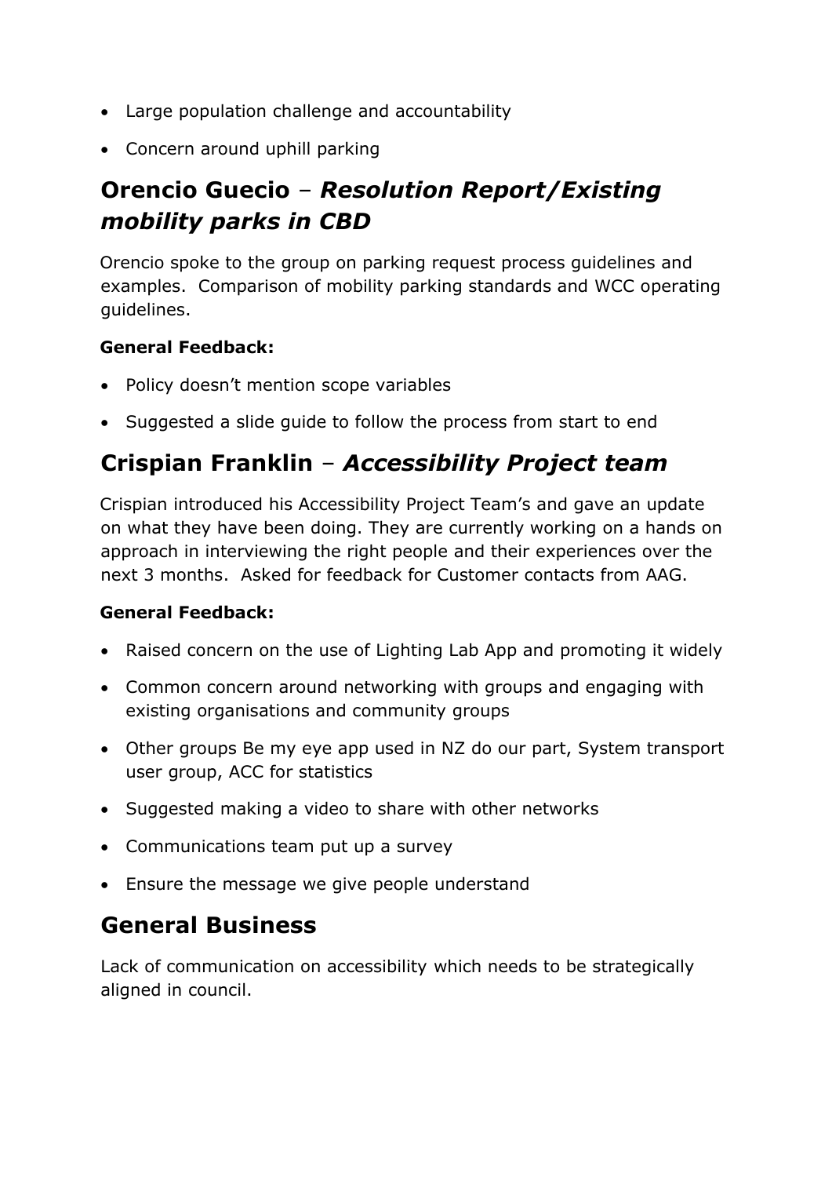- Large population challenge and accountability
- Concern around uphill parking

## Orencio Guecio – *Resolution Report/Existing mobility parks in CBD*

Orencio spoke to the group on parking request process guidelines and examples. Comparison of mobility parking standards and WCC operating guidelines.

**General Feedback:**

- Policy doesn't mention scope variables
- Suggested a slide guide to follow the process from start to end

## Crispian Franklin – *Accessibility Project team*

Crispian introduced his Accessibility Project Team's and gave an update on what they have been doing. They are currently working on a hands on approach in interviewing the right people and their experiences over the next 3 months. Asked for feedback for Customer contacts from AAG.

**General Feedback:**

- Raised concern on the use of Lighting Lab App and promoting it widely
- Common concern around networking with groups and engaging with existing organisations and community groups
- Other groups Be my eye app used in NZ do our part, System transport user group, ACC for statistics
- Suggested making a video to share with other networks
- Communications team put up a survey
- Ensure the message we give people understand

## General Business

Lack of communication on accessibility which needs to be strategically aligned in council.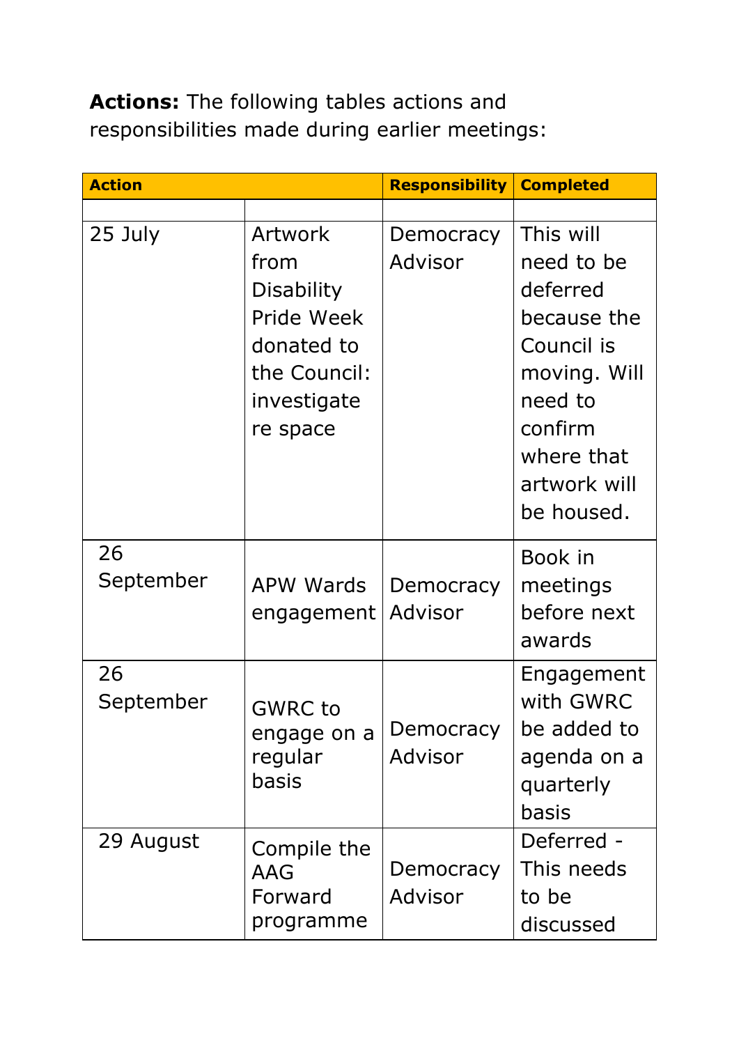**Actions:** The following tables actions and responsibilities made during earlier meetings:

| Action | | Responsibility | Completed |
|---|---|---|---|
| | | | |
| 25 July | Artwork from Disability Pride Week donated to the Council: investigate re space | Democracy Advisor | This will need to be deferred because the Council is moving. Will need to confirm where that artwork will be housed. |
| 26 September | APW Wards engagement | Democracy Advisor | Book in meetings before next awards |
| 26 September | GWRC to engage on a regular basis | Democracy Advisor | Engagement with GWRC be added to agenda on a quarterly basis |
| 29 August | Compile the AAG Forward programme | Democracy Advisor | Deferred - This needs to be discussed |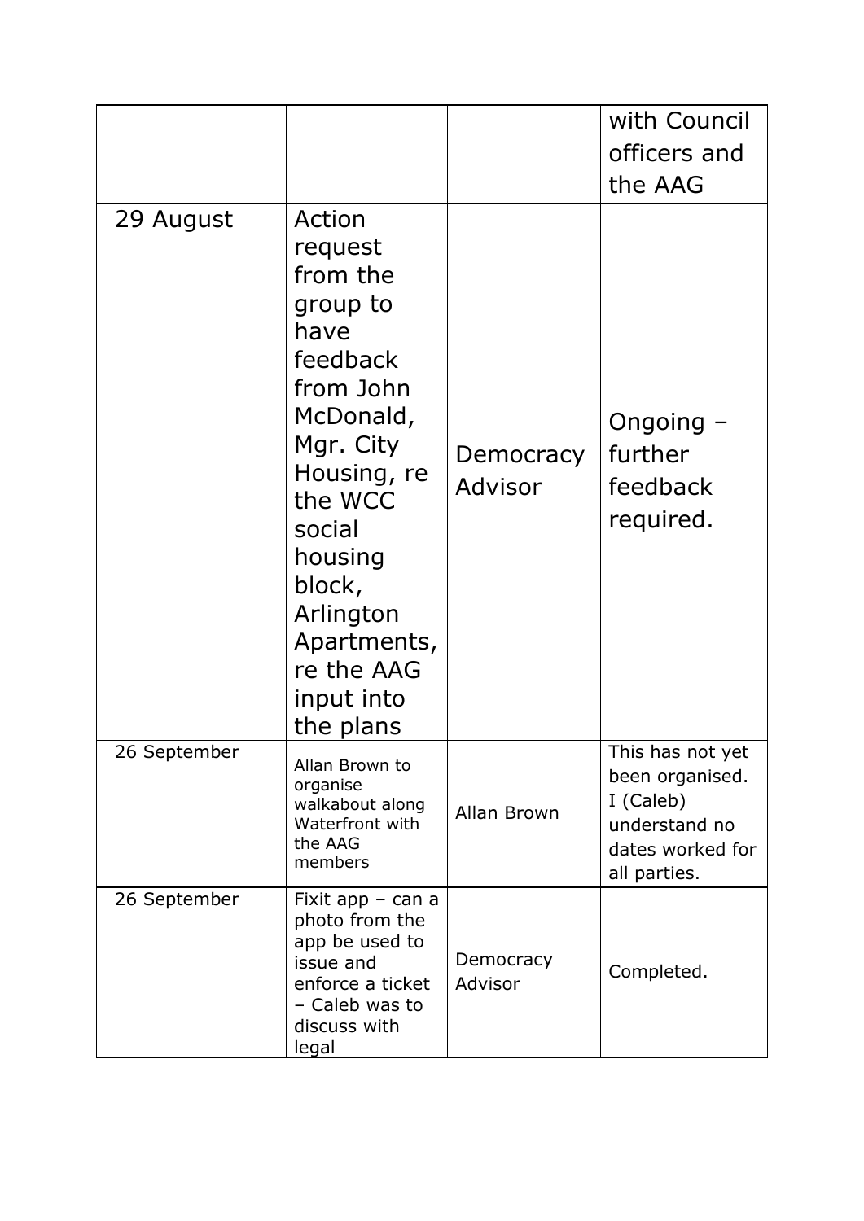| | | | |
|---|---|---|---|
| | | | with Council officers and the AAG |
| 29 August | Action request from the group to have feedback from John McDonald, Mgr. City Housing, re the WCC social housing block, Arlington Apartments, re the AAG input into the plans | Democracy Advisor | Ongoing – further feedback required. |
| 26 September | Allan Brown to organise walkabout along Waterfront with the AAG members | Allan Brown | This has not yet been organised. I (Caleb) understand no dates worked for all parties. |
| 26 September | Fixit app – can a photo from the app be used to issue and enforce a ticket – Caleb was to discuss with legal | Democracy Advisor | Completed. |